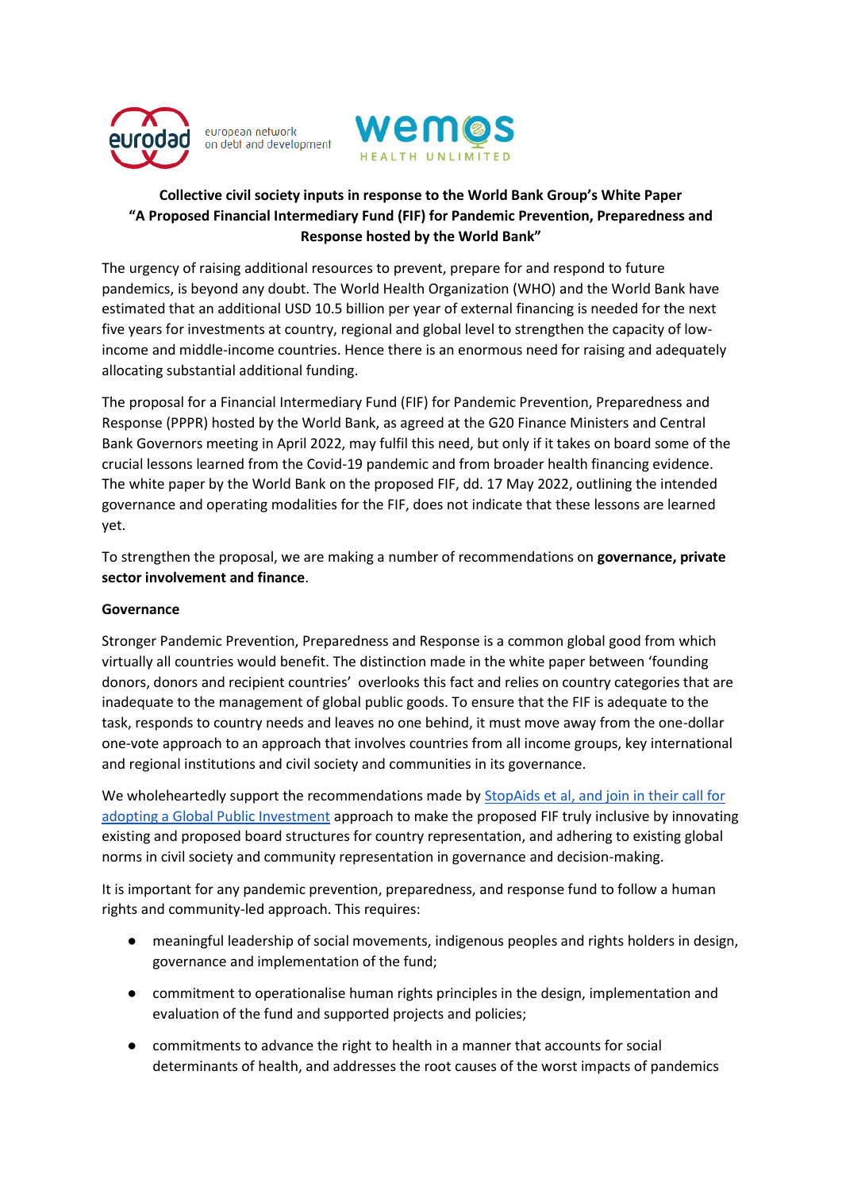eurodad european network on debt and development

wemos HEALTH UNLIMITED

**Collective civil society inputs in response to the World Bank Group's White Paper "A Proposed Financial Intermediary Fund (FIF) for Pandemic Prevention, Preparedness and Response hosted by the World Bank"**

The urgency of raising additional resources to prevent, prepare for and respond to future pandemics, is beyond any doubt. The World Health Organization (WHO) and the World Bank have estimated that an additional USD 10.5 billion per year of external financing is needed for the next five years for investments at country, regional and global level to strengthen the capacity of low-income and middle-income countries. Hence there is an enormous need for raising and adequately allocating substantial additional funding.

The proposal for a Financial Intermediary Fund (FIF) for Pandemic Prevention, Preparedness and Response (PPPR) hosted by the World Bank, as agreed at the G20 Finance Ministers and Central Bank Governors meeting in April 2022, may fulfil this need, but only if it takes on board some of the crucial lessons learned from the Covid-19 pandemic and from broader health financing evidence. The white paper by the World Bank on the proposed FIF, dd. 17 May 2022, outlining the intended governance and operating modalities for the FIF, does not indicate that these lessons are learned yet.

To strengthen the proposal, we are making a number of recommendations on **governance, private sector involvement and finance**.

**Governance**

Stronger Pandemic Prevention, Preparedness and Response is a common global good from which virtually all countries would benefit. The distinction made in the white paper between 'founding donors, donors and recipient countries' overlooks this fact and relies on country categories that are inadequate to the management of global public goods. To ensure that the FIF is adequate to the task, responds to country needs and leaves no one behind, it must move away from the one-dollar one-vote approach to an approach that involves countries from all income groups, key international and regional institutions and civil society and communities in its governance.

We wholeheartedly support the recommendations made by StopAids et al, and join in their call for adopting a Global Public Investment approach to make the proposed FIF truly inclusive by innovating existing and proposed board structures for country representation, and adhering to existing global norms in civil society and community representation in governance and decision-making.

It is important for any pandemic prevention, preparedness, and response fund to follow a human rights and community-led approach. This requires:

- meaningful leadership of social movements, indigenous peoples and rights holders in design, governance and implementation of the fund;
- commitment to operationalise human rights principles in the design, implementation and evaluation of the fund and supported projects and policies;
- commitments to advance the right to health in a manner that accounts for social determinants of health, and addresses the root causes of the worst impacts of pandemics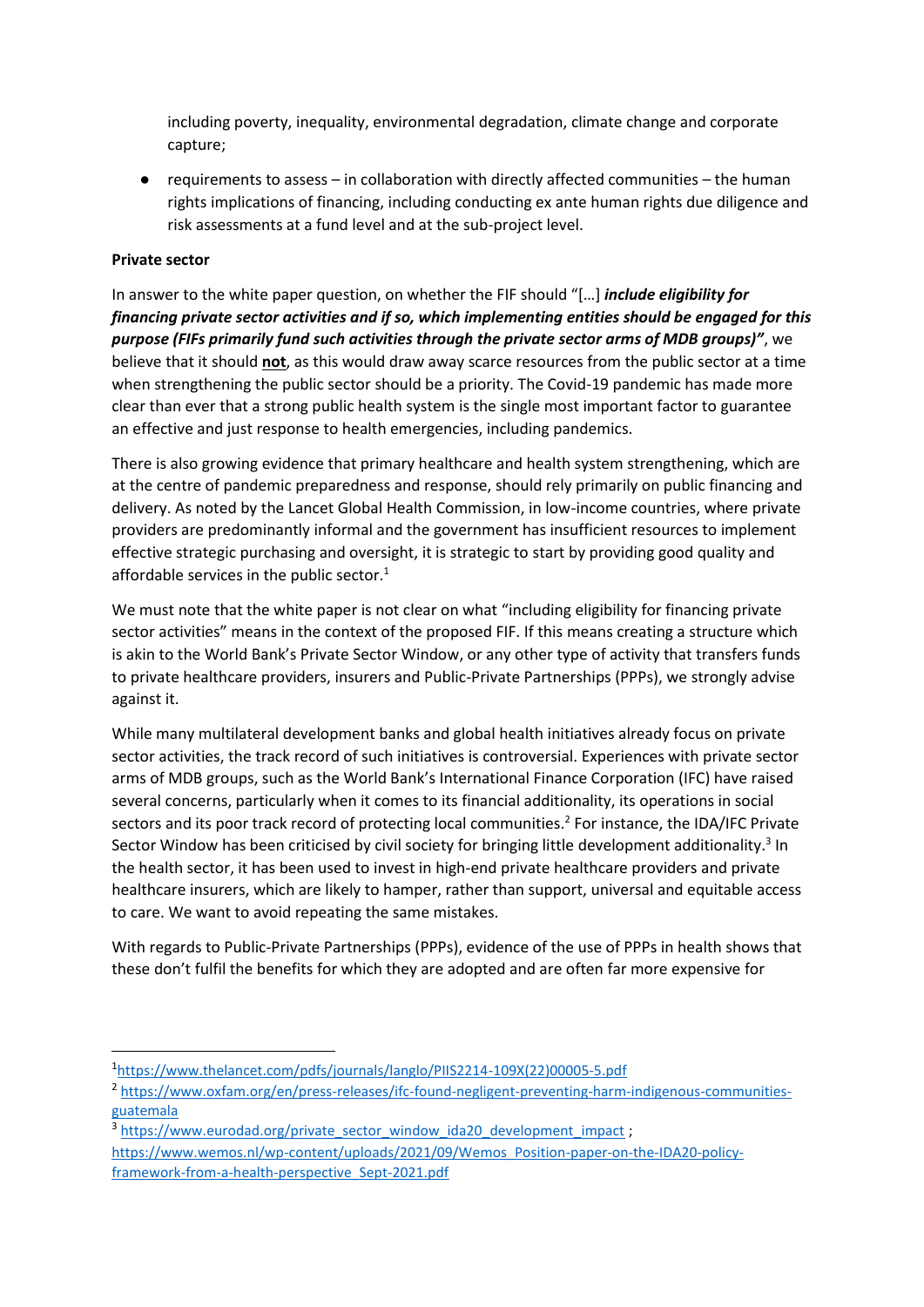including poverty, inequality, environmental degradation, climate change and corporate capture;

- requirements to assess – in collaboration with directly affected communities – the human rights implications of financing, including conducting ex ante human rights due diligence and risk assessments at a fund level and at the sub-project level.

**Private sector**

In answer to the white paper question, on whether the FIF should "[…] ***include eligibility for financing private sector activities and if so, which implementing entities should be engaged for this purpose (FIFs primarily fund such activities through the private sector arms of MDB groups)"***, we believe that it should **not**, as this would draw away scarce resources from the public sector at a time when strengthening the public sector should be a priority. The Covid-19 pandemic has made more clear than ever that a strong public health system is the single most important factor to guarantee an effective and just response to health emergencies, including pandemics.

There is also growing evidence that primary healthcare and health system strengthening, which are at the centre of pandemic preparedness and response, should rely primarily on public financing and delivery. As noted by the Lancet Global Health Commission, in low-income countries, where private providers are predominantly informal and the government has insufficient resources to implement effective strategic purchasing and oversight, it is strategic to start by providing good quality and affordable services in the public sector.[1]

We must note that the white paper is not clear on what "including eligibility for financing private sector activities" means in the context of the proposed FIF. If this means creating a structure which is akin to the World Bank's Private Sector Window, or any other type of activity that transfers funds to private healthcare providers, insurers and Public-Private Partnerships (PPPs), we strongly advise against it.

While many multilateral development banks and global health initiatives already focus on private sector activities, the track record of such initiatives is controversial. Experiences with private sector arms of MDB groups, such as the World Bank's International Finance Corporation (IFC) have raised several concerns, particularly when it comes to its financial additionality, its operations in social sectors and its poor track record of protecting local communities.[2] For instance, the IDA/IFC Private Sector Window has been criticised by civil society for bringing little development additionality.[3] In the health sector, it has been used to invest in high-end private healthcare providers and private healthcare insurers, which are likely to hamper, rather than support, universal and equitable access to care. We want to avoid repeating the same mistakes.

With regards to Public-Private Partnerships (PPPs), evidence of the use of PPPs in health shows that these don't fulfil the benefits for which they are adopted and are often far more expensive for

---

[1] https://www.thelancet.com/pdfs/journals/langlo/PIIS2214-109X(22)00005-5.pdf

[2] https://www.oxfam.org/en/press-releases/ifc-found-negligent-preventing-harm-indigenous-communities-guatemala

[3] https://www.eurodad.org/private_sector_window_ida20_development_impact ; https://www.wemos.nl/wp-content/uploads/2021/09/Wemos_Position-paper-on-the-IDA20-policy-framework-from-a-health-perspective_Sept-2021.pdf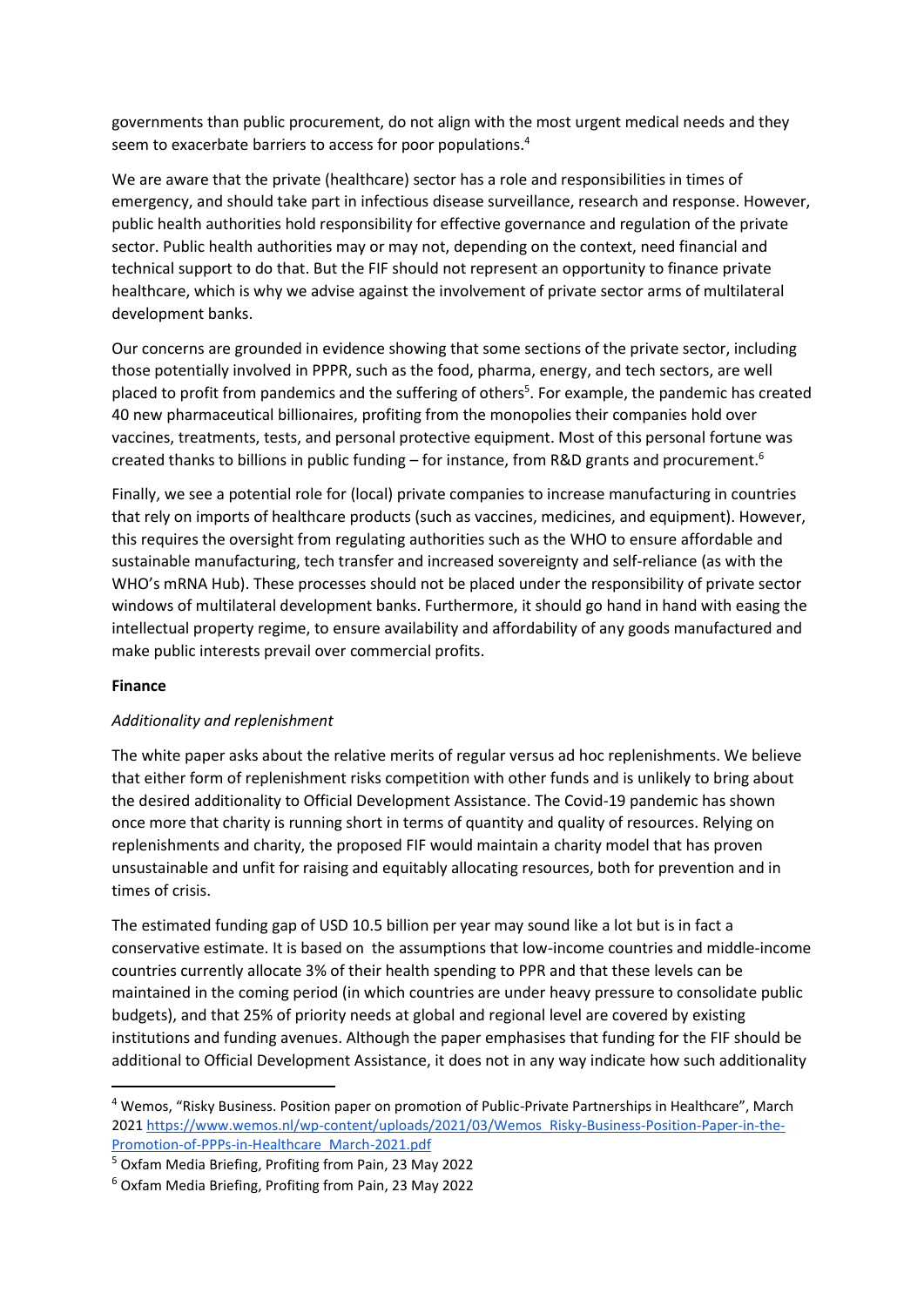governments than public procurement, do not align with the most urgent medical needs and they seem to exacerbate barriers to access for poor populations.[4]

We are aware that the private (healthcare) sector has a role and responsibilities in times of emergency, and should take part in infectious disease surveillance, research and response. However, public health authorities hold responsibility for effective governance and regulation of the private sector. Public health authorities may or may not, depending on the context, need financial and technical support to do that. But the FIF should not represent an opportunity to finance private healthcare, which is why we advise against the involvement of private sector arms of multilateral development banks.

Our concerns are grounded in evidence showing that some sections of the private sector, including those potentially involved in PPPR, such as the food, pharma, energy, and tech sectors, are well placed to profit from pandemics and the suffering of others[5]. For example, the pandemic has created 40 new pharmaceutical billionaires, profiting from the monopolies their companies hold over vaccines, treatments, tests, and personal protective equipment. Most of this personal fortune was created thanks to billions in public funding – for instance, from R&D grants and procurement.[6]

Finally, we see a potential role for (local) private companies to increase manufacturing in countries that rely on imports of healthcare products (such as vaccines, medicines, and equipment). However, this requires the oversight from regulating authorities such as the WHO to ensure affordable and sustainable manufacturing, tech transfer and increased sovereignty and self-reliance (as with the WHO's mRNA Hub). These processes should not be placed under the responsibility of private sector windows of multilateral development banks. Furthermore, it should go hand in hand with easing the intellectual property regime, to ensure availability and affordability of any goods manufactured and make public interests prevail over commercial profits.

**Finance**

*Additionality and replenishment*

The white paper asks about the relative merits of regular versus ad hoc replenishments. We believe that either form of replenishment risks competition with other funds and is unlikely to bring about the desired additionality to Official Development Assistance. The Covid-19 pandemic has shown once more that charity is running short in terms of quantity and quality of resources. Relying on replenishments and charity, the proposed FIF would maintain a charity model that has proven unsustainable and unfit for raising and equitably allocating resources, both for prevention and in times of crisis.

The estimated funding gap of USD 10.5 billion per year may sound like a lot but is in fact a conservative estimate. It is based on the assumptions that low-income countries and middle-income countries currently allocate 3% of their health spending to PPR and that these levels can be maintained in the coming period (in which countries are under heavy pressure to consolidate public budgets), and that 25% of priority needs at global and regional level are covered by existing institutions and funding avenues. Although the paper emphasises that funding for the FIF should be additional to Official Development Assistance, it does not in any way indicate how such additionality

---

[4] Wemos, "Risky Business. Position paper on promotion of Public-Private Partnerships in Healthcare", March 2021 https://www.wemos.nl/wp-content/uploads/2021/03/Wemos_Risky-Business-Position-Paper-in-the-Promotion-of-PPPs-in-Healthcare_March-2021.pdf

[5] Oxfam Media Briefing, Profiting from Pain, 23 May 2022

[6] Oxfam Media Briefing, Profiting from Pain, 23 May 2022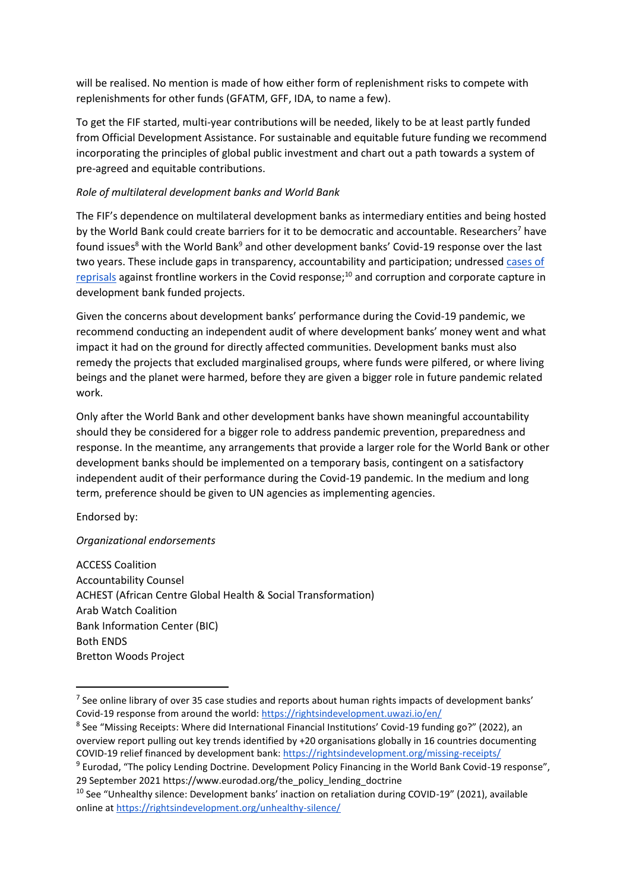will be realised. No mention is made of how either form of replenishment risks to compete with replenishments for other funds (GFATM, GFF, IDA, to name a few).

To get the FIF started, multi-year contributions will be needed, likely to be at least partly funded from Official Development Assistance. For sustainable and equitable future funding we recommend incorporating the principles of global public investment and chart out a path towards a system of pre-agreed and equitable contributions.

*Role of multilateral development banks and World Bank*

The FIF's dependence on multilateral development banks as intermediary entities and being hosted by the World Bank could create barriers for it to be democratic and accountable. Researchers[7] have found issues[8] with the World Bank[9] and other development banks' Covid-19 response over the last two years. These include gaps in transparency, accountability and participation; undressed cases of reprisals against frontline workers in the Covid response;[10] and corruption and corporate capture in development bank funded projects.

Given the concerns about development banks' performance during the Covid-19 pandemic, we recommend conducting an independent audit of where development banks' money went and what impact it had on the ground for directly affected communities. Development banks must also remedy the projects that excluded marginalised groups, where funds were pilfered, or where living beings and the planet were harmed, before they are given a bigger role in future pandemic related work.

Only after the World Bank and other development banks have shown meaningful accountability should they be considered for a bigger role to address pandemic prevention, preparedness and response. In the meantime, any arrangements that provide a larger role for the World Bank or other development banks should be implemented on a temporary basis, contingent on a satisfactory independent audit of their performance during the Covid-19 pandemic. In the medium and long term, preference should be given to UN agencies as implementing agencies.

Endorsed by:

*Organizational endorsements*

ACCESS Coalition
Accountability Counsel
ACHEST (African Centre Global Health & Social Transformation)
Arab Watch Coalition
Bank Information Center (BIC)
Both ENDS
Bretton Woods Project

---

[7] See online library of over 35 case studies and reports about human rights impacts of development banks' Covid-19 response from around the world: https://rightsindevelopment.uwazi.io/en/

[8] See "Missing Receipts: Where did International Financial Institutions' Covid-19 funding go?" (2022), an overview report pulling out key trends identified by +20 organisations globally in 16 countries documenting COVID-19 relief financed by development bank: https://rightsindevelopment.org/missing-receipts/

[9] Eurodad, "The policy Lending Doctrine. Development Policy Financing in the World Bank Covid-19 response", 29 September 2021 https://www.eurodad.org/the_policy_lending_doctrine

[10] See "Unhealthy silence: Development banks' inaction on retaliation during COVID-19" (2021), available online at https://rightsindevelopment.org/unhealthy-silence/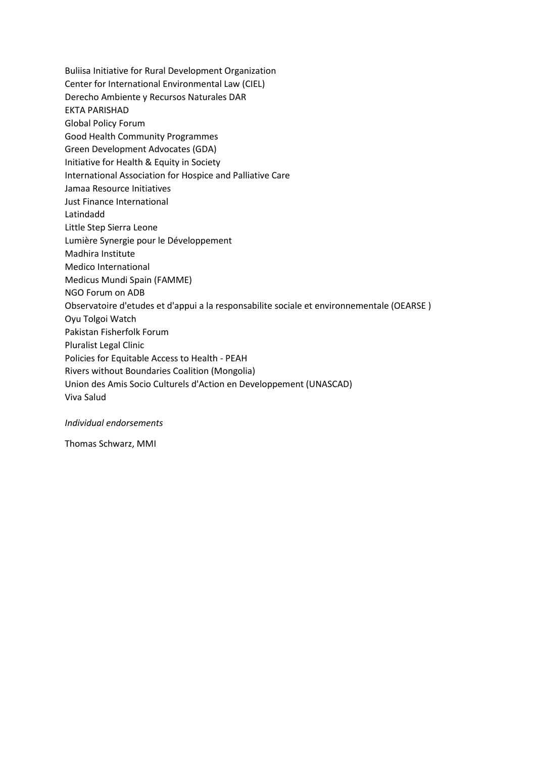Buliisa Initiative for Rural Development Organization
Center for International Environmental Law (CIEL)
Derecho Ambiente y Recursos Naturales DAR
EKTA PARISHAD
Global Policy Forum
Good Health Community Programmes
Green Development Advocates (GDA)
Initiative for Health & Equity in Society
International Association for Hospice and Palliative Care
Jamaa Resource Initiatives
Just Finance International
Latindadd
Little Step Sierra Leone
Lumière Synergie pour le Développement
Madhira Institute
Medico International
Medicus Mundi Spain (FAMME)
NGO Forum on ADB
Observatoire d'etudes et d'appui a la responsabilite sociale et environnementale (OEARSE )
Oyu Tolgoi Watch
Pakistan Fisherfolk Forum
Pluralist Legal Clinic
Policies for Equitable Access to Health - PEAH
Rivers without Boundaries Coalition (Mongolia)
Union des Amis Socio Culturels d'Action en Developpement (UNASCAD)
Viva Salud

*Individual endorsements*

Thomas Schwarz, MMI